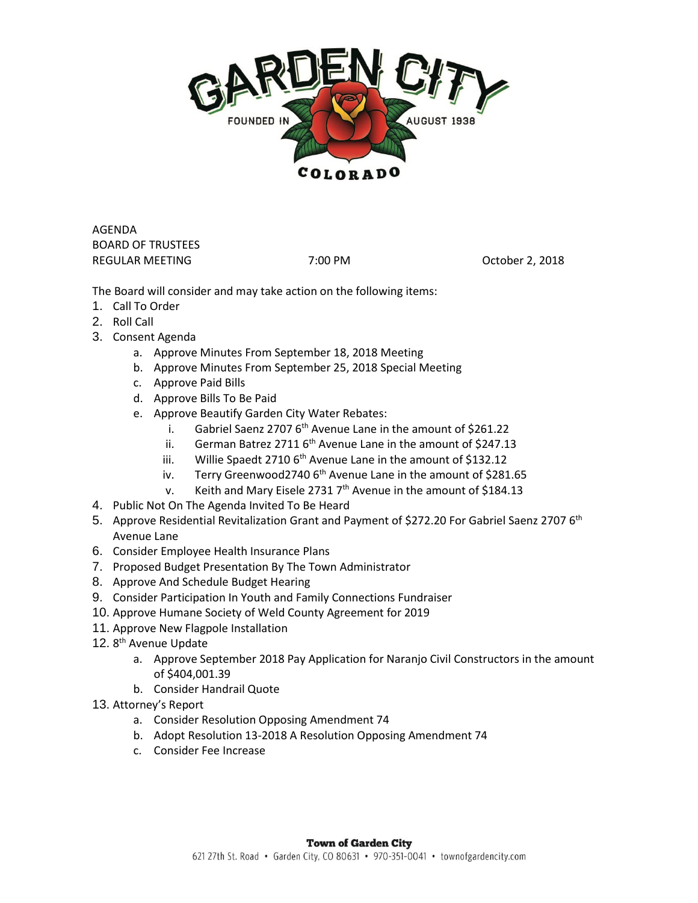AGENDA
BOARD OF TRUSTEES
REGULAR MEETING 7:00 PM October 2, 2018

The Board will consider and may take action on the following items:

1. Call To Order
2. Roll Call
3. Consent Agenda
   a. Approve Minutes From September 18, 2018 Meeting
   b. Approve Minutes From September 25, 2018 Special Meeting
   c. Approve Paid Bills
   d. Approve Bills To Be Paid
   e. Approve Beautify Garden City Water Rebates:
      i. Gabriel Saenz 2707 6th Avenue Lane in the amount of $261.22
      ii. German Batrez 2711 6th Avenue Lane in the amount of $247.13
      iii. Willie Spaedt 2710 6th Avenue Lane in the amount of $132.12
      iv. Terry Greenwood2740 6th Avenue Lane in the amount of $281.65
      v. Keith and Mary Eisele 2731 7th Avenue in the amount of $184.13
4. Public Not On The Agenda Invited To Be Heard
5. Approve Residential Revitalization Grant and Payment of $272.20 For Gabriel Saenz 2707 6th Avenue Lane
6. Consider Employee Health Insurance Plans
7. Proposed Budget Presentation By The Town Administrator
8. Approve And Schedule Budget Hearing
9. Consider Participation In Youth and Family Connections Fundraiser
10. Approve Humane Society of Weld County Agreement for 2019
11. Approve New Flagpole Installation
12. 8th Avenue Update
    a. Approve September 2018 Pay Application for Naranjo Civil Constructors in the amount of $404,001.39
    b. Consider Handrail Quote
13. Attorney's Report
    a. Consider Resolution Opposing Amendment 74
    b. Adopt Resolution 13-2018 A Resolution Opposing Amendment 74
    c. Consider Fee Increase

**Town of Garden City**
621 27th St. Road • Garden City, CO 80631 • 970-351-0041 • townofgardencity.com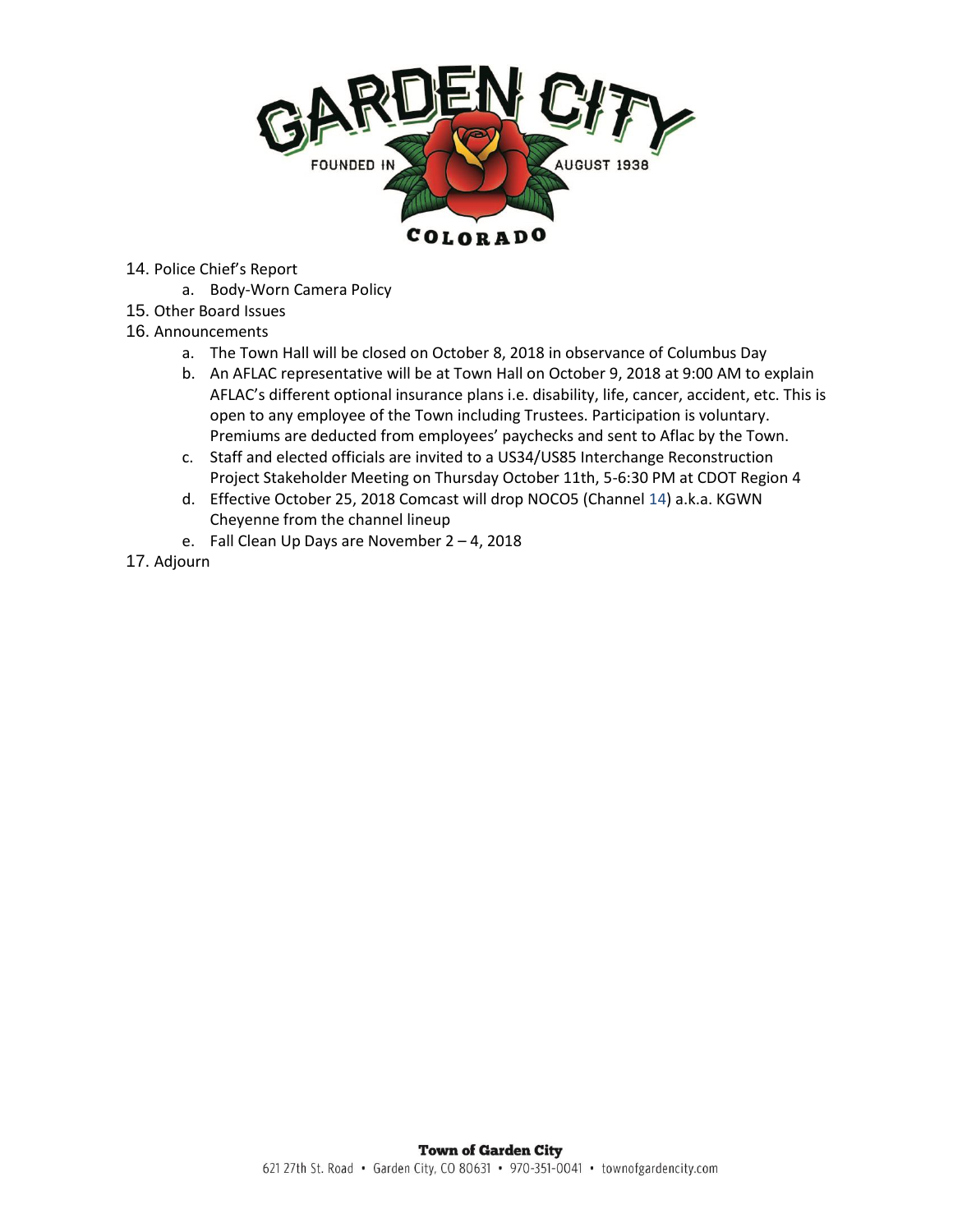14. Police Chief's Report
    a. Body-Worn Camera Policy
15. Other Board Issues
16. Announcements
    a. The Town Hall will be closed on October 8, 2018 in observance of Columbus Day
    b. An AFLAC representative will be at Town Hall on October 9, 2018 at 9:00 AM to explain AFLAC's different optional insurance plans i.e. disability, life, cancer, accident, etc. This is open to any employee of the Town including Trustees. Participation is voluntary. Premiums are deducted from employees' paychecks and sent to Aflac by the Town.
    c. Staff and elected officials are invited to a US34/US85 Interchange Reconstruction Project Stakeholder Meeting on Thursday October 11th, 5-6:30 PM at CDOT Region 4
    d. Effective October 25, 2018 Comcast will drop NOCO5 (Channel 14) a.k.a. KGWN Cheyenne from the channel lineup
    e. Fall Clean Up Days are November 2 – 4, 2018
17. Adjourn